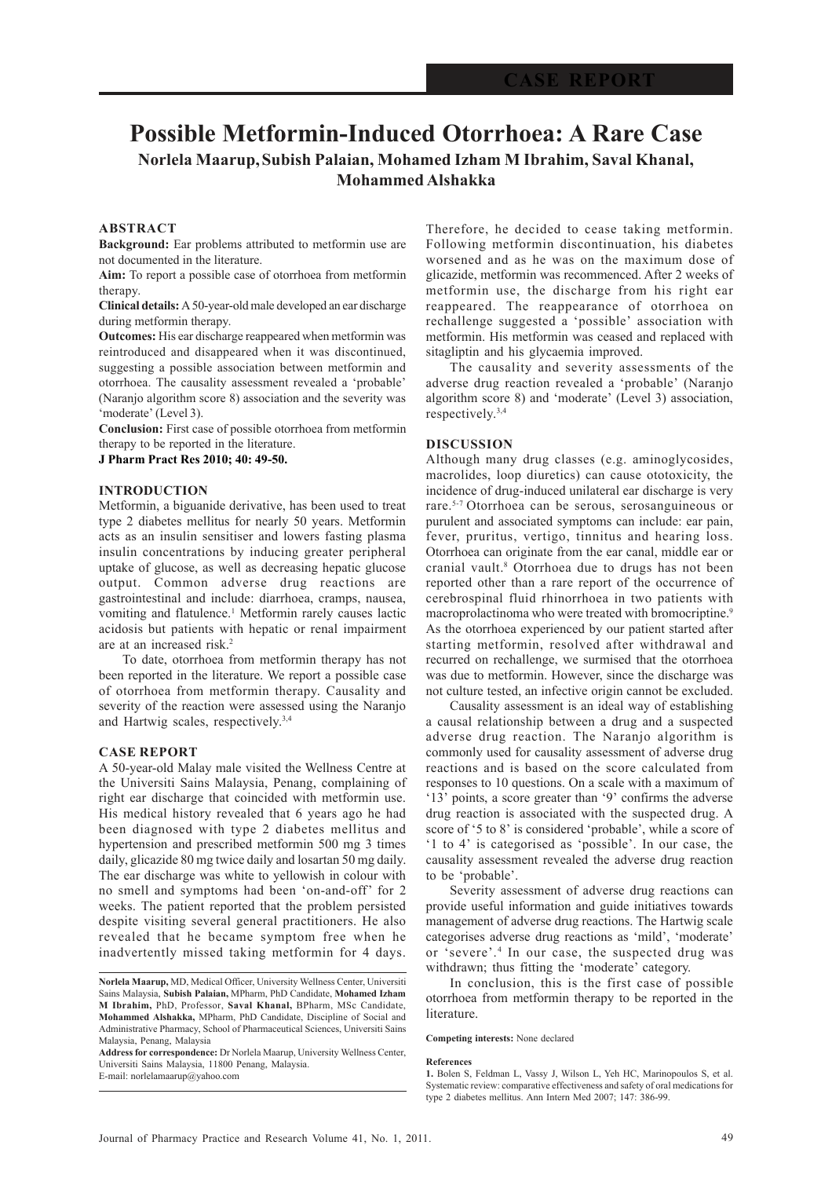CASE REPORT

# Possible Metformin-Induced Otorrhoea: A Rare Case

**Norlela Maarup, Subish Palaian, Mohamed Izham M Ibrahim, Saval Khanal, Mohammed Alshakka**

## ABSTRACT

**Background:** Ear problems attributed to metformin use are not documented in the literature.

**Aim:** To report a possible case of otorrhoea from metformin therapy.

**Clinical details:** A 50-year-old male developed an ear discharge during metformin therapy.

**Outcomes:** His ear discharge reappeared when metformin was reintroduced and disappeared when it was discontinued, suggesting a possible association between metformin and otorrhoea. The causality assessment revealed a 'probable' (Naranjo algorithm score 8) association and the severity was 'moderate' (Level 3).

**Conclusion:** First case of possible otorrhoea from metformin therapy to be reported in the literature.

**J Pharm Pract Res 2010; 40: 49-50.**

## INTRODUCTION

Metformin, a biguanide derivative, has been used to treat type 2 diabetes mellitus for nearly 50 years. Metformin acts as an insulin sensitiser and lowers fasting plasma insulin concentrations by inducing greater peripheral uptake of glucose, as well as decreasing hepatic glucose output. Common adverse drug reactions are gastrointestinal and include: diarrhoea, cramps, nausea, vomiting and flatulence.[1] Metformin rarely causes lactic acidosis but patients with hepatic or renal impairment are at an increased risk.[2]

To date, otorrhoea from metformin therapy has not been reported in the literature. We report a possible case of otorrhoea from metformin therapy. Causality and severity of the reaction were assessed using the Naranjo and Hartwig scales, respectively.[3,4]

## CASE REPORT

A 50-year-old Malay male visited the Wellness Centre at the Universiti Sains Malaysia, Penang, complaining of right ear discharge that coincided with metformin use. His medical history revealed that 6 years ago he had been diagnosed with type 2 diabetes mellitus and hypertension and prescribed metformin 500 mg 3 times daily, glicazide 80 mg twice daily and losartan 50 mg daily. The ear discharge was white to yellowish in colour with no smell and symptoms had been 'on-and-off' for 2 weeks. The patient reported that the problem persisted despite visiting several general practitioners. He also revealed that he became symptom free when he inadvertently missed taking metformin for 4 days. Therefore, he decided to cease taking metformin. Following metformin discontinuation, his diabetes worsened and as he was on the maximum dose of glicazide, metformin was recommenced. After 2 weeks of metformin use, the discharge from his right ear reappeared. The reappearance of otorrhoea on rechallenge suggested a 'possible' association with metformin. His metformin was ceased and replaced with sitagliptin and his glycaemia improved.

The causality and severity assessments of the adverse drug reaction revealed a 'probable' (Naranjo algorithm score 8) and 'moderate' (Level 3) association, respectively.[3,4]

## DISCUSSION

Although many drug classes (e.g. aminoglycosides, macrolides, loop diuretics) can cause ototoxicity, the incidence of drug-induced unilateral ear discharge is very rare.[5-7] Otorrhoea can be serous, serosanguineous or purulent and associated symptoms can include: ear pain, fever, pruritus, vertigo, tinnitus and hearing loss. Otorrhoea can originate from the ear canal, middle ear or cranial vault.[8] Otorrhoea due to drugs has not been reported other than a rare report of the occurrence of cerebrospinal fluid rhinorrhoea in two patients with macroprolactinoma who were treated with bromocriptine.[9] As the otorrhoea experienced by our patient started after starting metformin, resolved after withdrawal and recurred on rechallenge, we surmised that the otorrhoea was due to metformin. However, since the discharge was not culture tested, an infective origin cannot be excluded.

Causality assessment is an ideal way of establishing a causal relationship between a drug and a suspected adverse drug reaction. The Naranjo algorithm is commonly used for causality assessment of adverse drug reactions and is based on the score calculated from responses to 10 questions. On a scale with a maximum of '13' points, a score greater than '9' confirms the adverse drug reaction is associated with the suspected drug. A score of '5 to 8' is considered 'probable', while a score of '1 to 4' is categorised as 'possible'. In our case, the causality assessment revealed the adverse drug reaction to be 'probable'.

Severity assessment of adverse drug reactions can provide useful information and guide initiatives towards management of adverse drug reactions. The Hartwig scale categorises adverse drug reactions as 'mild', 'moderate' or 'severe'.[4] In our case, the suspected drug was withdrawn; thus fitting the 'moderate' category.

In conclusion, this is the first case of possible otorrhoea from metformin therapy to be reported in the literature.

**Competing interests:** None declared

**Norlela Maarup,** MD, Medical Officer, University Wellness Center, Universiti Sains Malaysia, **Subish Palaian,** MPharm, PhD Candidate, **Mohamed Izham M Ibrahim,** PhD, Professor, **Saval Khanal,** BPharm, MSc Candidate, **Mohammed Alshakka,** MPharm, PhD Candidate, Discipline of Social and Administrative Pharmacy, School of Pharmaceutical Sciences, Universiti Sains Malaysia, Penang, Malaysia

**Address for correspondence:** Dr Norlela Maarup, University Wellness Center, Universiti Sains Malaysia, 11800 Penang, Malaysia.
E-mail: norlelamaarup@yahoo.com

**References**

**1.** Bolen S, Feldman L, Vassy J, Wilson L, Yeh HC, Marinopoulos S, et al. Systematic review: comparative effectiveness and safety of oral medications for type 2 diabetes mellitus. Ann Intern Med 2007; 147: 386-99.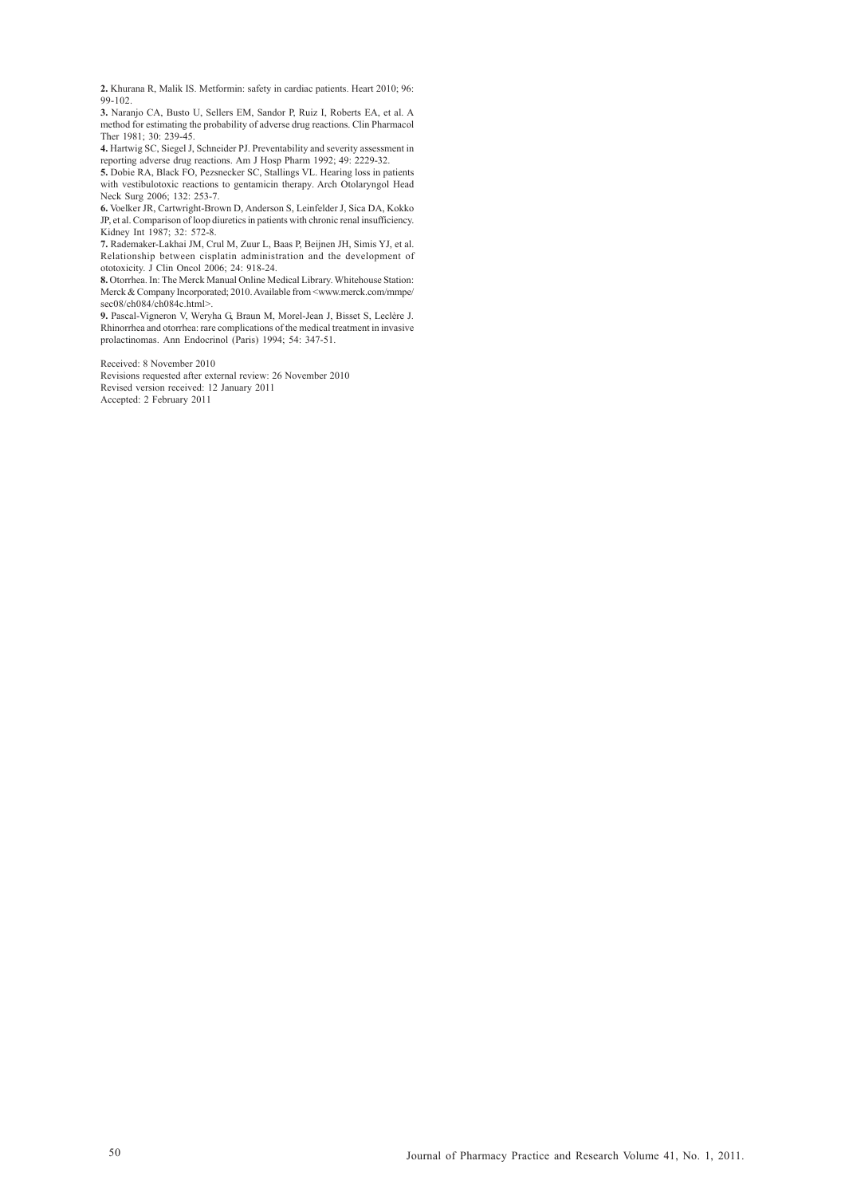**2.** Khurana R, Malik IS. Metformin: safety in cardiac patients. Heart 2010; 96: 99-102.

**3.** Naranjo CA, Busto U, Sellers EM, Sandor P, Ruiz I, Roberts EA, et al. A method for estimating the probability of adverse drug reactions. Clin Pharmacol Ther 1981; 30: 239-45.

**4.** Hartwig SC, Siegel J, Schneider PJ. Preventability and severity assessment in reporting adverse drug reactions. Am J Hosp Pharm 1992; 49: 2229-32.

**5.** Dobie RA, Black FO, Pezsnecker SC, Stallings VL. Hearing loss in patients with vestibulotoxic reactions to gentamicin therapy. Arch Otolaryngol Head Neck Surg 2006; 132: 253-7.

**6.** Voelker JR, Cartwright-Brown D, Anderson S, Leinfelder J, Sica DA, Kokko JP, et al. Comparison of loop diuretics in patients with chronic renal insufficiency. Kidney Int 1987; 32: 572-8.

**7.** Rademaker-Lakhai JM, Crul M, Zuur L, Baas P, Beijnen JH, Simis YJ, et al. Relationship between cisplatin administration and the development of ototoxicity. J Clin Oncol 2006; 24: 918-24.

**8.** Otorrhea. In: The Merck Manual Online Medical Library. Whitehouse Station: Merck & Company Incorporated; 2010. Available from <www.merck.com/mmpe/sec08/ch084/ch084c.html>.

**9.** Pascal-Vigneron V, Weryha G, Braun M, Morel-Jean J, Bisset S, Leclère J. Rhinorrhea and otorrhea: rare complications of the medical treatment in invasive prolactinomas. Ann Endocrinol (Paris) 1994; 54: 347-51.

Received: 8 November 2010
Revisions requested after external review: 26 November 2010
Revised version received: 12 January 2011
Accepted: 2 February 2011